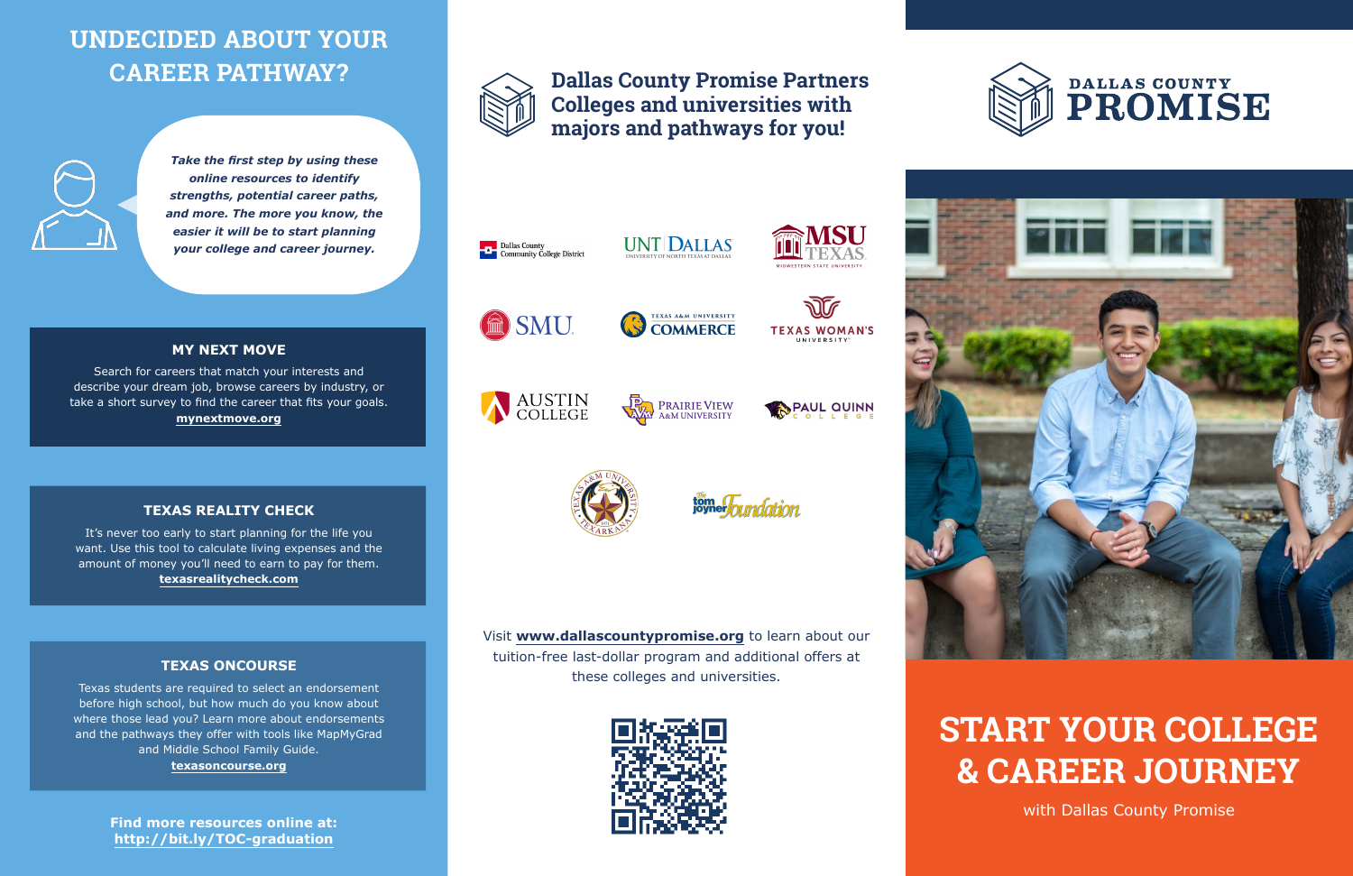# UNDECIDED ABOUT YOUR CAREER PATHWAY?

*Take the first step by using these online resources to identify strengths, potential career paths, and more. The more you know, the easier it will be to start planning your college and career journey.*

### MY NEXT MOVE

Search for careers that match your interests and describe your dream job, browse careers by industry, or take a short survey to find the career that fits your goals.
**mynextmove.org**

### TEXAS REALITY CHECK

It's never too early to start planning for the life you want. Use this tool to calculate living expenses and the amount of money you'll need to earn to pay for them.
**texasrealitycheck.com**

### TEXAS ONCOURSE

Texas students are required to select an endorsement before high school, but how much do you know about where those lead you? Learn more about endorsements and the pathways they offer with tools like MapMyGrad and Middle School Family Guide.
**texasoncourse.org**

**Find more resources online at: http://bit.ly/TOC-graduation**

## Dallas County Promise Partners Colleges and universities with majors and pathways for you!

- Dallas County Community College District
- UNT Dallas – University of North Texas at Dallas
- MSU Texas – Midwestern State University
- SMU
- Texas A&M University Commerce
- Texas Woman's University
- Austin College
- Prairie View A&M University
- Paul Quinn College
- Texas A&M University Texarkana
- The Tom Joyner Foundation

Visit **www.dallascountypromise.org** to learn about our tuition-free last-dollar program and additional offers at these colleges and universities.

# DALLAS COUNTY PROMISE

# START YOUR COLLEGE & CAREER JOURNEY

with Dallas County Promise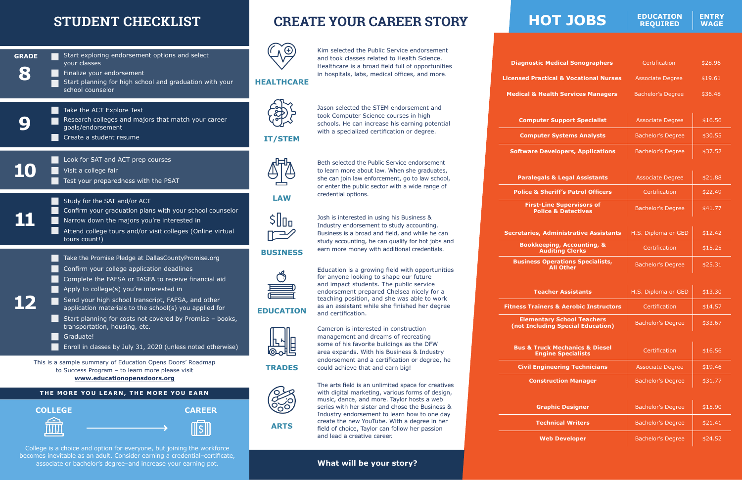# STUDENT CHECKLIST

**GRADE 8**

- Start exploring endorsement options and select your classes
- Finalize your endorsement
- Start planning for high school and graduation with your school counselor

**9**

- Take the ACT Explore Test
- Research colleges and majors that match your career goals/endorsement
- Create a student resume

**10**

- Look for SAT and ACT prep courses
- Visit a college fair
- Test your preparedness with the PSAT

**11**

- Study for the SAT and/or ACT
- Confirm your graduation plans with your school counselor
- Narrow down the majors you're interested in
- Attend college tours and/or visit colleges (Online virtual tours count!)

**12**

- Take the Promise Pledge at DallasCountyPromise.org
- Confirm your college application deadlines
- Complete the FAFSA or TASFA to receive financial aid
- Apply to college(s) you're interested in
- Send your high school transcript, FAFSA, and other application materials to the school(s) you applied for
- Start planning for costs not covered by Promise – books, transportation, housing, etc.
- Graduate!
- Enroll in classes by July 31, 2020 (unless noted otherwise)

This is a sample summary of Education Opens Doors' Roadmap to Success Program – to learn more please visit **www.educationopensdoors.org**

## THE MORE YOU LEARN, THE MORE YOU EARN

**COLLEGE** → **CAREER**

College is a choice and option for everyone, but joining the workforce becomes inevitable as an adult. Consider earning a credential–certificate, associate or bachelor's degree–and increase your earning pot.

# CREATE YOUR CAREER STORY

**HEALTHCARE**

Kim selected the Public Service endorsement and took classes related to Health Science. Healthcare is a broad field full of opportunities in hospitals, labs, medical offices, and more.

**IT/STEM**

Jason selected the STEM endorsement and took Computer Science courses in high schools. He can increase his earning potential with a specialized certification or degree.

**LAW**

Beth selected the Public Service endorsement to learn more about law. When she graduates, she can join law enforcement, go to law school, or enter the public sector with a wide range of credential options.

**BUSINESS**

Josh is interested in using his Business & Industry endorsement to study accounting. Business is a broad and field, and while he can study accounting, he can qualify for hot jobs and earn more money with additional credentials.

**EDUCATION**

Education is a growing field with opportunities for anyone looking to shape our future and impact students. The public service endorsement prepared Chelsea nicely for a teaching position, and she was able to work as an assistant while she finished her degree and certification.

**TRADES**

Cameron is interested in construction management and dreams of recreating some of his favorite buildings as the DFW area expands. With his Business & Industry endorsement and a certification or degree, he could achieve that and earn big!

**ARTS**

The arts field is an unlimited space for creatives with digital marketing, various forms of design, music, dance, and more. Taylor hosts a web series with her sister and chose the Business & Industry endorsement to learn how to one day create the new YouTube. With a degree in her field of choice, Taylor can follow her passion and lead a creative career.

**What will be your story?**

# HOT JOBS

| HOT JOBS | EDUCATION REQUIRED | ENTRY WAGE |
|---|---|---|
| Diagnostic Medical Sonographers | Certification | $28.96 |
| Licensed Practical & Vocational Nurses | Associate Degree | $19.61 |
| Medical & Health Services Managers | Bachelor's Degree | $36.48 |
| Computer Support Specialist | Associate Degree | $16.56 |
| Computer Systems Analysts | Bachelor's Degree | $30.55 |
| Software Developers, Applications | Bachelor's Degree | $37.52 |
| Paralegals & Legal Assistants | Associate Degree | $21.88 |
| Police & Sheriff's Patrol Officers | Certification | $22.49 |
| First-Line Supervisors of Police & Detectives | Bachelor's Degree | $41.77 |
| Secretaries, Administrative Assistants | H.S. Diploma or GED | $12.42 |
| Bookkeeping, Accounting, & Auditing Clerks | Certification | $15.25 |
| Business Operations Specialists, All Other | Bachelor's Degree | $25.31 |
| Teacher Assistants | H.S. Diploma or GED | $13.30 |
| Fitness Trainers & Aerobic Instructors | Certification | $14.57 |
| Elementary School Teachers (not Including Special Education) | Bachelor's Degree | $33.67 |
| Bus & Truck Mechanics & Diesel Engine Specialists | Certification | $16.56 |
| Civil Engineering Technicians | Associate Degree | $19.46 |
| Construction Manager | Bachelor's Degree | $31.77 |
| Graphic Designer | Bachelor's Degree | $15.90 |
| Technical Writers | Bachelor's Degree | $21.41 |
| Web Developer | Bachelor's Degree | $24.52 |